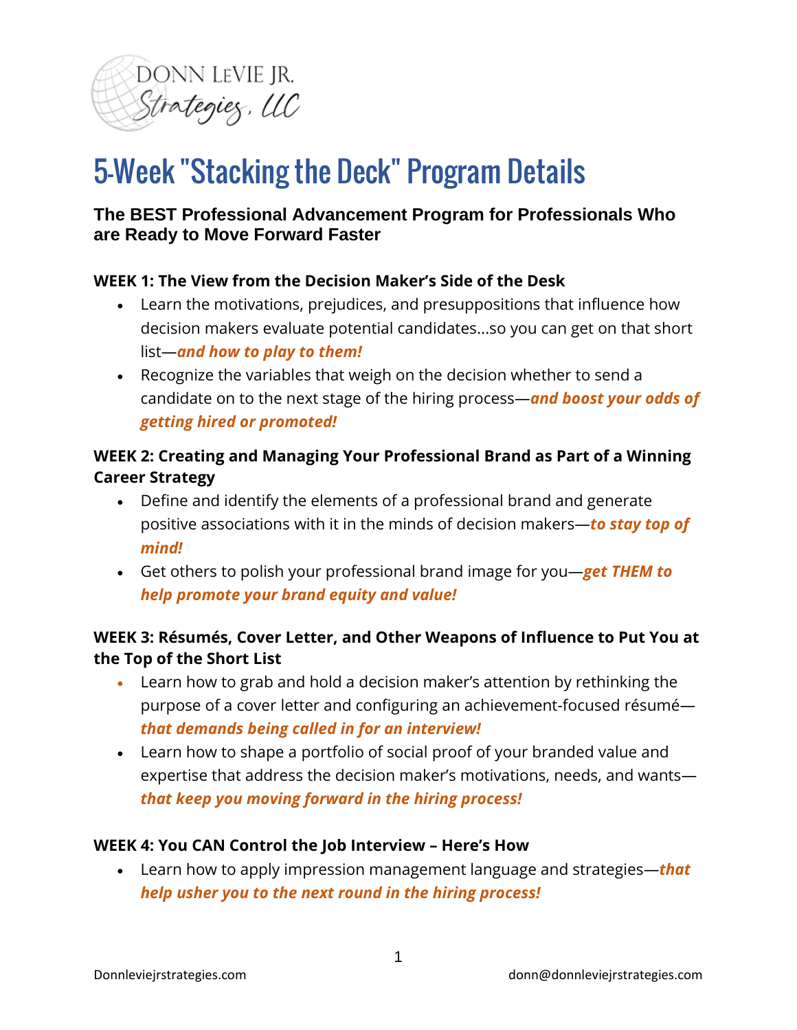# 5-Week "Stacking the Deck" Program Details

## The BEST Professional Advancement Program for Professionals Who are Ready to Move Forward Faster

### WEEK 1: The View from the Decision Maker's Side of the Desk

- Learn the motivations, prejudices, and presuppositions that influence how decision makers evaluate potential candidates…so you can get on that short list—***and how to play to them!***
- Recognize the variables that weigh on the decision whether to send a candidate on to the next stage of the hiring process—***and boost your odds of getting hired or promoted!***

### WEEK 2: Creating and Managing Your Professional Brand as Part of a Winning Career Strategy

- Define and identify the elements of a professional brand and generate positive associations with it in the minds of decision makers—***to stay top of mind!***
- Get others to polish your professional brand image for you—***get THEM to help promote your brand equity and value!***

### WEEK 3: Résumés, Cover Letter, and Other Weapons of Influence to Put You at the Top of the Short List

- Learn how to grab and hold a decision maker's attention by rethinking the purpose of a cover letter and configuring an achievement-focused résumé—***that demands being called in for an interview!***
- Learn how to shape a portfolio of social proof of your branded value and expertise that address the decision maker's motivations, needs, and wants—***that keep you moving forward in the hiring process!***

### WEEK 4: You CAN Control the Job Interview – Here's How

- Learn how to apply impression management language and strategies—***that help usher you to the next round in the hiring process!***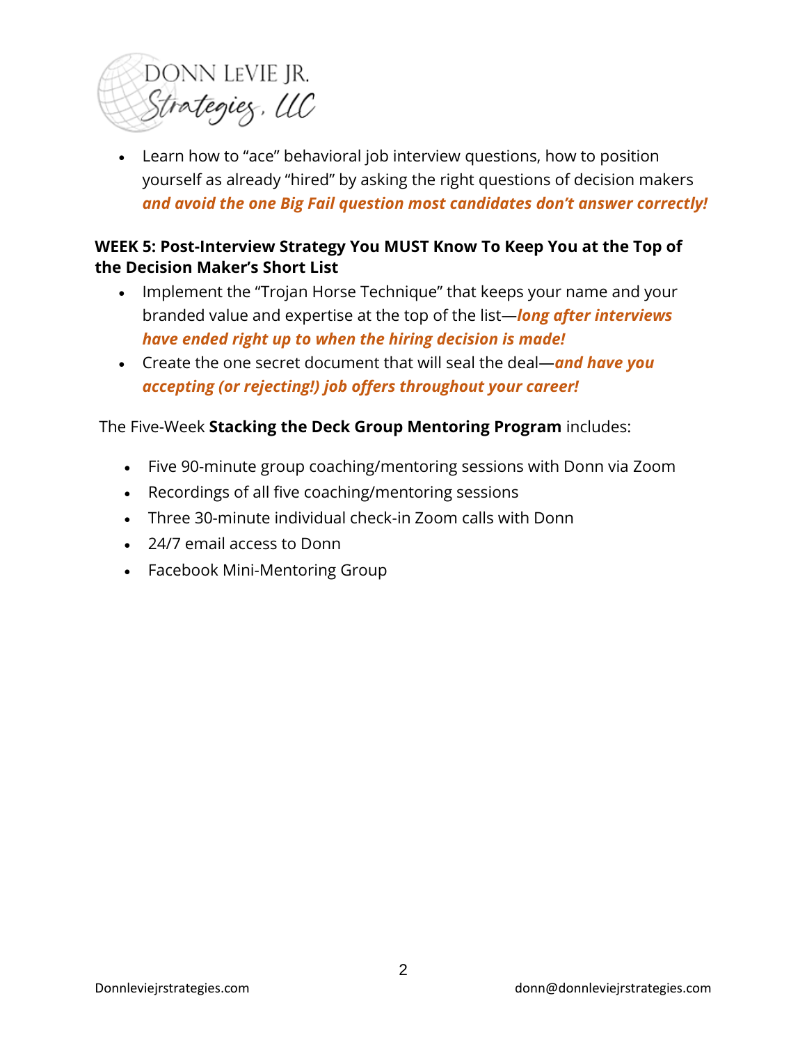- Learn how to "ace" behavioral job interview questions, how to position yourself as already "hired" by asking the right questions of decision makers ***and avoid the one Big Fail question most candidates don't answer correctly!***

**WEEK 5: Post-Interview Strategy You MUST Know To Keep You at the Top of the Decision Maker's Short List**

- Implement the "Trojan Horse Technique" that keeps your name and your branded value and expertise at the top of the list—***long after interviews have ended right up to when the hiring decision is made!***
- Create the one secret document that will seal the deal—***and have you accepting (or rejecting!) job offers throughout your career!***

The Five-Week **Stacking the Deck Group Mentoring Program** includes:

- Five 90-minute group coaching/mentoring sessions with Donn via Zoom
- Recordings of all five coaching/mentoring sessions
- Three 30-minute individual check-in Zoom calls with Donn
- 24/7 email access to Donn
- Facebook Mini-Mentoring Group